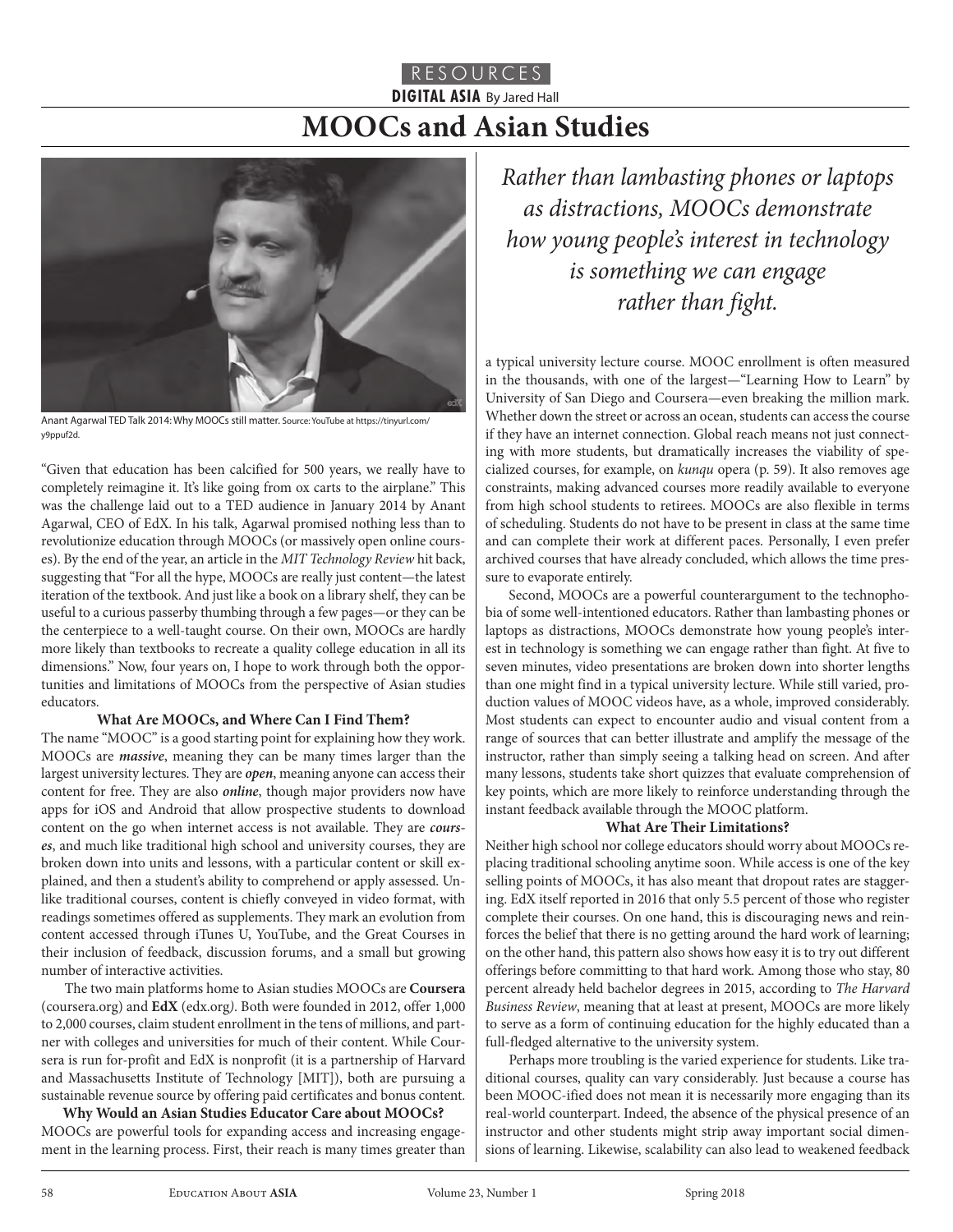RESOURCES

**DIGITAL ASIA** By Jared Hall

# MOOCs and Asian Studies

Anant Agarwal TED Talk 2014: Why MOOCs still matter. Source: YouTube at https://tinyurl.com/y9ppuf2d.

"Given that education has been calcified for 500 years, we really have to completely reimagine it. It's like going from ox carts to the airplane." This was the challenge laid out to a TED audience in January 2014 by Anant Agarwal, CEO of EdX. In his talk, Agarwal promised nothing less than to revolutionize education through MOOCs (or massively open online courses). By the end of the year, an article in the *MIT Technology Review* hit back, suggesting that "For all the hype, MOOCs are really just content—the latest iteration of the textbook. And just like a book on a library shelf, they can be useful to a curious passerby thumbing through a few pages—or they can be the centerpiece to a well-taught course. On their own, MOOCs are hardly more likely than textbooks to recreate a quality college education in all its dimensions." Now, four years on, I hope to work through both the opportunities and limitations of MOOCs from the perspective of Asian studies educators.

### What Are MOOCs, and Where Can I Find Them?

The name "MOOC" is a good starting point for explaining how they work. MOOCs are ***massive***, meaning they can be many times larger than the largest university lectures. They are ***open***, meaning anyone can access their content for free. They are also ***online***, though major providers now have apps for iOS and Android that allow prospective students to download content on the go when internet access is not available. They are ***courses***, and much like traditional high school and university courses, they are broken down into units and lessons, with a particular content or skill explained, and then a student's ability to comprehend or apply assessed. Unlike traditional courses, content is chiefly conveyed in video format, with readings sometimes offered as supplements. They mark an evolution from content accessed through iTunes U, YouTube, and the Great Courses in their inclusion of feedback, discussion forums, and a small but growing number of interactive activities.

The two main platforms home to Asian studies MOOCs are **Coursera** (coursera.org) and **EdX** (edx.org). Both were founded in 2012, offer 1,000 to 2,000 courses, claim student enrollment in the tens of millions, and partner with colleges and universities for much of their content. While Coursera is run for-profit and EdX is nonprofit (it is a partnership of Harvard and Massachusetts Institute of Technology [MIT]), both are pursuing a sustainable revenue source by offering paid certificates and bonus content.

### Why Would an Asian Studies Educator Care about MOOCs?

MOOCs are powerful tools for expanding access and increasing engagement in the learning process. First, their reach is many times greater than a typical university lecture course. MOOC enrollment is often measured in the thousands, with one of the largest—"Learning How to Learn" by University of San Diego and Coursera—even breaking the million mark. Whether down the street or across an ocean, students can access the course if they have an internet connection. Global reach means not just connecting with more students, but dramatically increases the viability of specialized courses, for example, on *kunqu* opera (p. 59). It also removes age constraints, making advanced courses more readily available to everyone from high school students to retirees. MOOCs are also flexible in terms of scheduling. Students do not have to be present in class at the same time and can complete their work at different paces. Personally, I even prefer archived courses that have already concluded, which allows the time pressure to evaporate entirely.

*Rather than lambasting phones or laptops as distractions, MOOCs demonstrate how young people's interest in technology is something we can engage rather than fight.*

Second, MOOCs are a powerful counterargument to the technophobia of some well-intentioned educators. Rather than lambasting phones or laptops as distractions, MOOCs demonstrate how young people's interest in technology is something we can engage rather than fight. At five to seven minutes, video presentations are broken down into shorter lengths than one might find in a typical university lecture. While still varied, production values of MOOC videos have, as a whole, improved considerably. Most students can expect to encounter audio and visual content from a range of sources that can better illustrate and amplify the message of the instructor, rather than simply seeing a talking head on screen. And after many lessons, students take short quizzes that evaluate comprehension of key points, which are more likely to reinforce understanding through the instant feedback available through the MOOC platform.

### What Are Their Limitations?

Neither high school nor college educators should worry about MOOCs replacing traditional schooling anytime soon. While access is one of the key selling points of MOOCs, it has also meant that dropout rates are staggering. EdX itself reported in 2016 that only 5.5 percent of those who register complete their courses. On one hand, this is discouraging news and reinforces the belief that there is no getting around the hard work of learning; on the other hand, this pattern also shows how easy it is to try out different offerings before committing to that hard work. Among those who stay, 80 percent already held bachelor degrees in 2015, according to *The Harvard Business Review*, meaning that at least at present, MOOCs are more likely to serve as a form of continuing education for the highly educated than a full-fledged alternative to the university system.

Perhaps more troubling is the varied experience for students. Like traditional courses, quality can vary considerably. Just because a course has been MOOC-ified does not mean it is necessarily more engaging than its real-world counterpart. Indeed, the absence of the physical presence of an instructor and other students might strip away important social dimensions of learning. Likewise, scalability can also lead to weakened feedback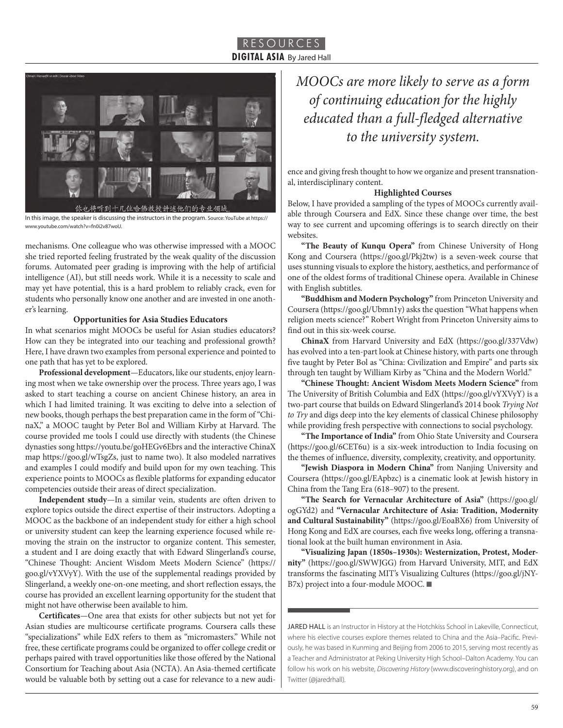In this image, the speaker is discussing the instructors in the program. Source: YouTube at https://www.youtube.com/watch?v=fn0i2v87woU.

mechanisms. One colleague who was otherwise impressed with a MOOC she tried reported feeling frustrated by the weak quality of the discussion forums. Automated peer grading is improving with the help of artificial intelligence (AI), but still needs work. While it is a necessity to scale and may yet have potential, this is a hard problem to reliably crack, even for students who personally know one another and are invested in one another's learning.

### Opportunities for Asia Studies Educators

In what scenarios might MOOCs be useful for Asian studies educators? How can they be integrated into our teaching and professional growth? Here, I have drawn two examples from personal experience and pointed to one path that has yet to be explored.

**Professional development**—Educators, like our students, enjoy learning most when we take ownership over the process. Three years ago, I was asked to start teaching a course on ancient Chinese history, an area in which I had limited training. It was exciting to delve into a selection of new books, though perhaps the best preparation came in the form of "ChinaX," a MOOC taught by Peter Bol and William Kirby at Harvard. The course provided me tools I could use directly with students (the Chinese dynasties song https://youtu.be/goHEGv6Ebrs and the interactive ChinaX map https://goo.gl/wTsgZs, just to name two). It also modeled narratives and examples I could modify and build upon for my own teaching. This experience points to MOOCs as flexible platforms for expanding educator competencies outside their areas of direct specialization.

**Independent study**—In a similar vein, students are often driven to explore topics outside the direct expertise of their instructors. Adopting a MOOC as the backbone of an independent study for either a high school or university student can keep the learning experience focused while removing the strain on the instructor to organize content. This semester, a student and I are doing exactly that with Edward Slingerland's course, "Chinese Thought: Ancient Wisdom Meets Modern Science" (https://goo.gl/vYXVyY). With the use of the supplemental readings provided by Slingerland, a weekly one-on-one meeting, and short reflection essays, the course has provided an excellent learning opportunity for the student that might not have otherwise been available to him.

**Certificates**—One area that exists for other subjects but not yet for Asian studies are multicourse certificate programs. Coursera calls these "specializations" while EdX refers to them as "micromasters." While not free, these certificate programs could be organized to offer college credit or perhaps paired with travel opportunities like those offered by the National Consortium for Teaching about Asia (NCTA). An Asia-themed certificate would be valuable both by setting out a case for relevance to a new audience and giving fresh thought to how we organize and present transnational, interdisciplinary content.

*MOOCs are more likely to serve as a form of continuing education for the highly educated than a full-fledged alternative to the university system.*

### Highlighted Courses

Below, I have provided a sampling of the types of MOOCs currently available through Coursera and EdX. Since these change over time, the best way to see current and upcoming offerings is to search directly on their websites.

**"The Beauty of Kunqu Opera"** from Chinese University of Hong Kong and Coursera (https://goo.gl/Pkj2tw) is a seven-week course that uses stunning visuals to explore the history, aesthetics, and performance of one of the oldest forms of traditional Chinese opera. Available in Chinese with English subtitles.

**"Buddhism and Modern Psychology"** from Princeton University and Coursera (https://goo.gl/Ubmn1y) asks the question "What happens when religion meets science?" Robert Wright from Princeton University aims to find out in this six-week course.

**ChinaX** from Harvard University and EdX (https://goo.gl/337Vdw) has evolved into a ten-part look at Chinese history, with parts one through five taught by Peter Bol as "China: Civilization and Empire" and parts six through ten taught by William Kirby as "China and the Modern World."

**"Chinese Thought: Ancient Wisdom Meets Modern Science"** from The University of British Columbia and EdX (https://goo.gl/vYXVyY) is a two-part course that builds on Edward Slingerland's 2014 book *Trying Not to Try* and digs deep into the key elements of classical Chinese philosophy while providing fresh perspective with connections to social psychology.

**"The Importance of India"** from Ohio State University and Coursera (https://goo.gl/6CET6u) is a six-week introduction to India focusing on the themes of influence, diversity, complexity, creativity, and opportunity.

**"Jewish Diaspora in Modern China"** from Nanjing University and Coursera (https://goo.gl/EApbzc) is a cinematic look at Jewish history in China from the Tang Era (618–907) to the present.

**"The Search for Vernacular Architecture of Asia"** (https://goo.gl/ogGYd2) and **"Vernacular Architecture of Asia: Tradition, Modernity and Cultural Sustainability"** (https://goo.gl/EoaBX6) from University of Hong Kong and EdX are courses, each five weeks long, offering a transnational look at the built human environment in Asia.

**"Visualizing Japan (1850s–1930s): Westernization, Protest, Modernity"** (https://goo.gl/SWWJGG) from Harvard University, MIT, and EdX transforms the fascinating MIT's Visualizing Cultures (https://goo.gl/jNYB7x) project into a four-module MOOC. ■

---

JARED HALL is an Instructor in History at the Hotchkiss School in Lakeville, Connecticut, where his elective courses explore themes related to China and the Asia–Pacific. Previously, he was based in Kunming and Beijing from 2006 to 2015, serving most recently as a Teacher and Administrator at Peking University High School–Dalton Academy. You can follow his work on his website, *Discovering History* (www.discoveringhistory.org), and on Twitter (@jaredrhall).